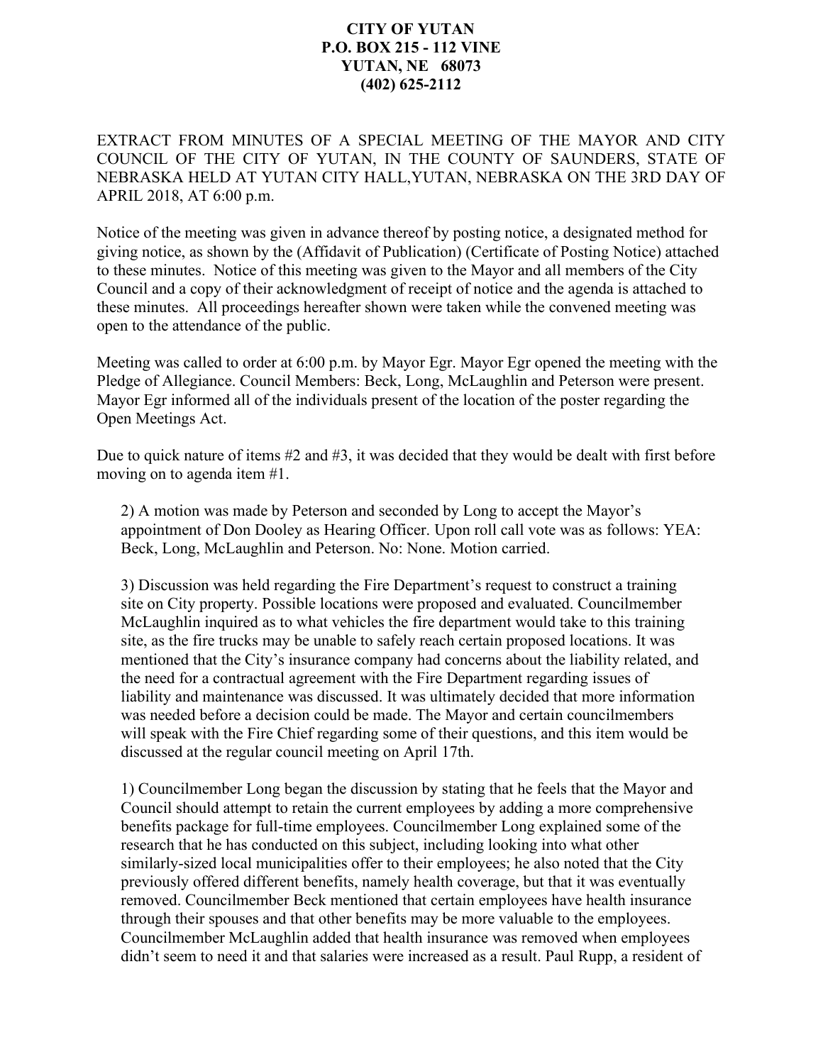**CITY OF YUTAN**
**P.O. BOX 215 - 112 VINE**
**YUTAN, NE 68073**
**(402) 625-2112**

EXTRACT FROM MINUTES OF A SPECIAL MEETING OF THE MAYOR AND CITY COUNCIL OF THE CITY OF YUTAN, IN THE COUNTY OF SAUNDERS, STATE OF NEBRASKA HELD AT YUTAN CITY HALL,YUTAN, NEBRASKA ON THE 3RD DAY OF APRIL 2018, AT 6:00 p.m.

Notice of the meeting was given in advance thereof by posting notice, a designated method for giving notice, as shown by the (Affidavit of Publication) (Certificate of Posting Notice) attached to these minutes. Notice of this meeting was given to the Mayor and all members of the City Council and a copy of their acknowledgment of receipt of notice and the agenda is attached to these minutes. All proceedings hereafter shown were taken while the convened meeting was open to the attendance of the public.

Meeting was called to order at 6:00 p.m. by Mayor Egr. Mayor Egr opened the meeting with the Pledge of Allegiance. Council Members: Beck, Long, McLaughlin and Peterson were present. Mayor Egr informed all of the individuals present of the location of the poster regarding the Open Meetings Act.

Due to quick nature of items #2 and #3, it was decided that they would be dealt with first before moving on to agenda item #1.

2) A motion was made by Peterson and seconded by Long to accept the Mayor's appointment of Don Dooley as Hearing Officer. Upon roll call vote was as follows: YEA: Beck, Long, McLaughlin and Peterson. No: None. Motion carried.

3) Discussion was held regarding the Fire Department's request to construct a training site on City property. Possible locations were proposed and evaluated. Councilmember McLaughlin inquired as to what vehicles the fire department would take to this training site, as the fire trucks may be unable to safely reach certain proposed locations. It was mentioned that the City's insurance company had concerns about the liability related, and the need for a contractual agreement with the Fire Department regarding issues of liability and maintenance was discussed. It was ultimately decided that more information was needed before a decision could be made. The Mayor and certain councilmembers will speak with the Fire Chief regarding some of their questions, and this item would be discussed at the regular council meeting on April 17th.

1) Councilmember Long began the discussion by stating that he feels that the Mayor and Council should attempt to retain the current employees by adding a more comprehensive benefits package for full-time employees. Councilmember Long explained some of the research that he has conducted on this subject, including looking into what other similarly-sized local municipalities offer to their employees; he also noted that the City previously offered different benefits, namely health coverage, but that it was eventually removed. Councilmember Beck mentioned that certain employees have health insurance through their spouses and that other benefits may be more valuable to the employees. Councilmember McLaughlin added that health insurance was removed when employees didn't seem to need it and that salaries were increased as a result. Paul Rupp, a resident of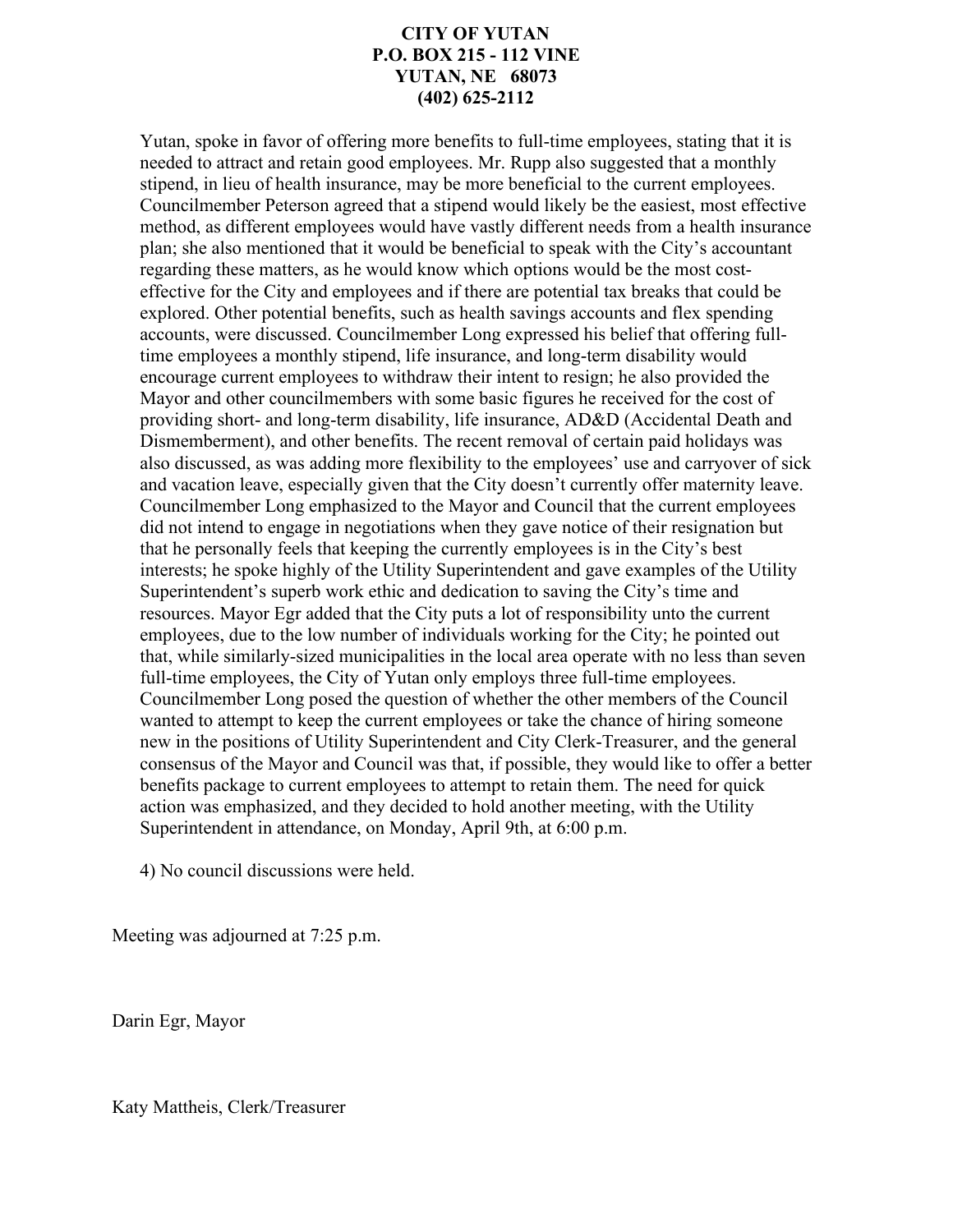**CITY OF YUTAN**
**P.O. BOX 215 - 112 VINE**
**YUTAN, NE 68073**
**(402) 625-2112**

Yutan, spoke in favor of offering more benefits to full-time employees, stating that it is needed to attract and retain good employees. Mr. Rupp also suggested that a monthly stipend, in lieu of health insurance, may be more beneficial to the current employees. Councilmember Peterson agreed that a stipend would likely be the easiest, most effective method, as different employees would have vastly different needs from a health insurance plan; she also mentioned that it would be beneficial to speak with the City's accountant regarding these matters, as he would know which options would be the most cost-effective for the City and employees and if there are potential tax breaks that could be explored. Other potential benefits, such as health savings accounts and flex spending accounts, were discussed. Councilmember Long expressed his belief that offering full-time employees a monthly stipend, life insurance, and long-term disability would encourage current employees to withdraw their intent to resign; he also provided the Mayor and other councilmembers with some basic figures he received for the cost of providing short- and long-term disability, life insurance, AD&D (Accidental Death and Dismemberment), and other benefits. The recent removal of certain paid holidays was also discussed, as was adding more flexibility to the employees' use and carryover of sick and vacation leave, especially given that the City doesn't currently offer maternity leave. Councilmember Long emphasized to the Mayor and Council that the current employees did not intend to engage in negotiations when they gave notice of their resignation but that he personally feels that keeping the currently employees is in the City's best interests; he spoke highly of the Utility Superintendent and gave examples of the Utility Superintendent's superb work ethic and dedication to saving the City's time and resources. Mayor Egr added that the City puts a lot of responsibility unto the current employees, due to the low number of individuals working for the City; he pointed out that, while similarly-sized municipalities in the local area operate with no less than seven full-time employees, the City of Yutan only employs three full-time employees. Councilmember Long posed the question of whether the other members of the Council wanted to attempt to keep the current employees or take the chance of hiring someone new in the positions of Utility Superintendent and City Clerk-Treasurer, and the general consensus of the Mayor and Council was that, if possible, they would like to offer a better benefits package to current employees to attempt to retain them. The need for quick action was emphasized, and they decided to hold another meeting, with the Utility Superintendent in attendance, on Monday, April 9th, at 6:00 p.m.

4) No council discussions were held.

Meeting was adjourned at 7:25 p.m.

Darin Egr, Mayor

Katy Mattheis, Clerk/Treasurer